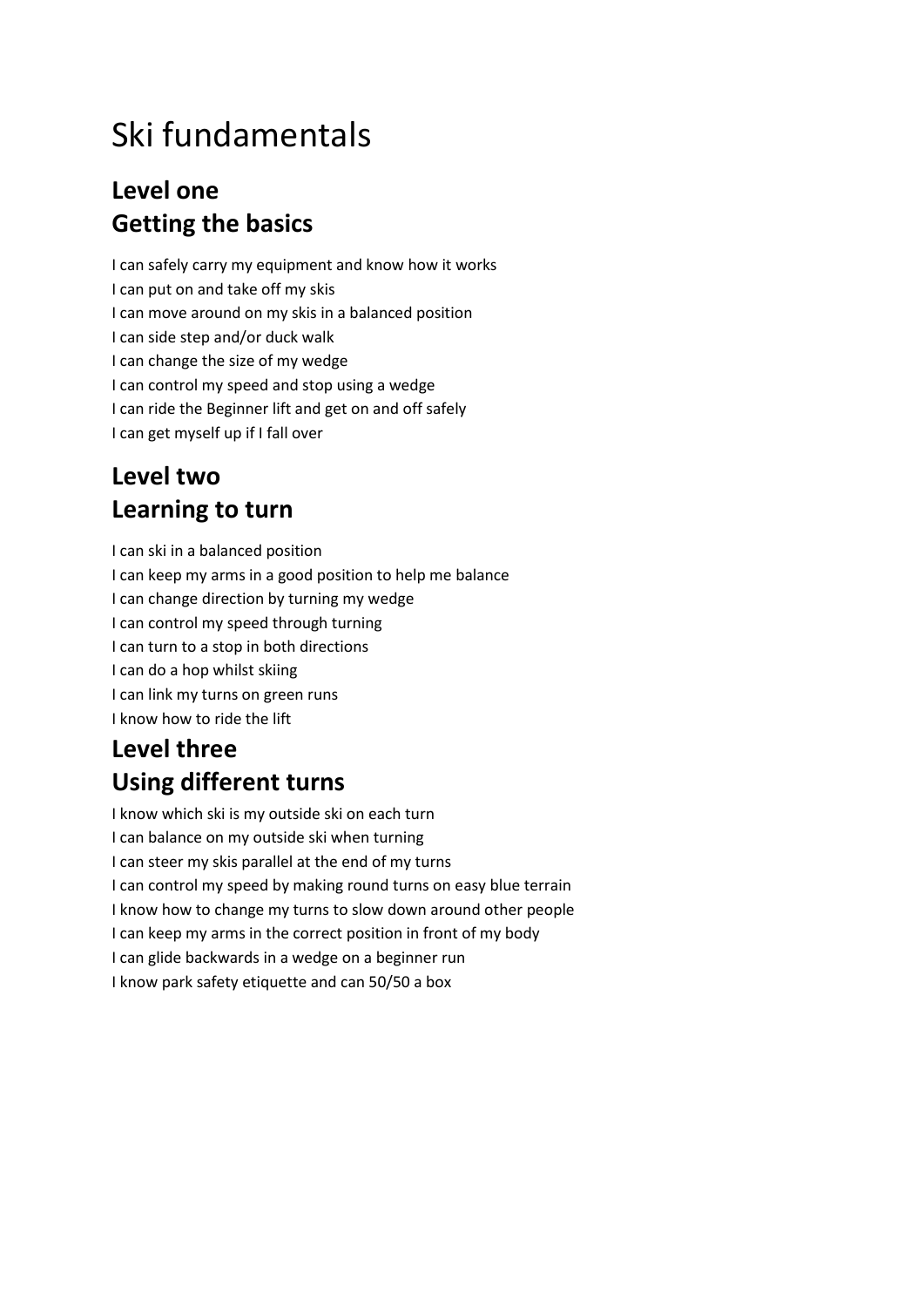# Ski fundamentals

## Level one
## Getting the basics

I can safely carry my equipment and know how it works
I can put on and take off my skis
I can move around on my skis in a balanced position
I can side step and/or duck walk
I can change the size of my wedge
I can control my speed and stop using a wedge
I can ride the Beginner lift and get on and off safely
I can get myself up if I fall over

## Level two
## Learning to turn

I can ski in a balanced position
I can keep my arms in a good position to help me balance
I can change direction by turning my wedge
I can control my speed through turning
I can turn to a stop in both directions
I can do a hop whilst skiing
I can link my turns on green runs
I know how to ride the lift

## Level three
## Using different turns

I know which ski is my outside ski on each turn
I can balance on my outside ski when turning
I can steer my skis parallel at the end of my turns
I can control my speed by making round turns on easy blue terrain
I know how to change my turns to slow down around other people
I can keep my arms in the correct position in front of my body
I can glide backwards in a wedge on a beginner run
I know park safety etiquette and can 50/50 a box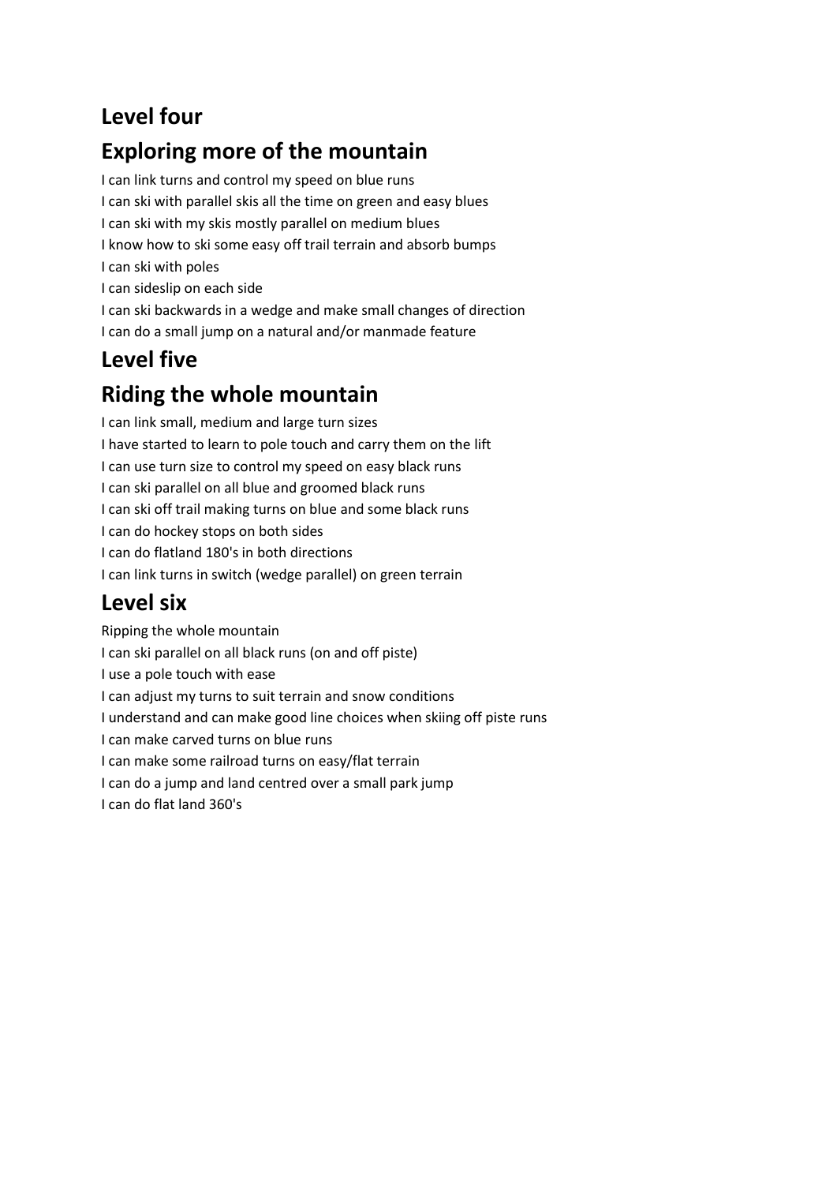## Level four

## Exploring more of the mountain

I can link turns and control my speed on blue runs
I can ski with parallel skis all the time on green and easy blues
I can ski with my skis mostly parallel on medium blues
I know how to ski some easy off trail terrain and absorb bumps
I can ski with poles
I can sideslip on each side
I can ski backwards in a wedge and make small changes of direction
I can do a small jump on a natural and/or manmade feature

## Level five

## Riding the whole mountain

I can link small, medium and large turn sizes
I have started to learn to pole touch and carry them on the lift
I can use turn size to control my speed on easy black runs
I can ski parallel on all blue and groomed black runs
I can ski off trail making turns on blue and some black runs
I can do hockey stops on both sides
I can do flatland 180's in both directions
I can link turns in switch (wedge parallel) on green terrain

## Level six

Ripping the whole mountain
I can ski parallel on all black runs (on and off piste)
I use a pole touch with ease
I can adjust my turns to suit terrain and snow conditions
I understand and can make good line choices when skiing off piste runs
I can make carved turns on blue runs
I can make some railroad turns on easy/flat terrain
I can do a jump and land centred over a small park jump
I can do flat land 360's